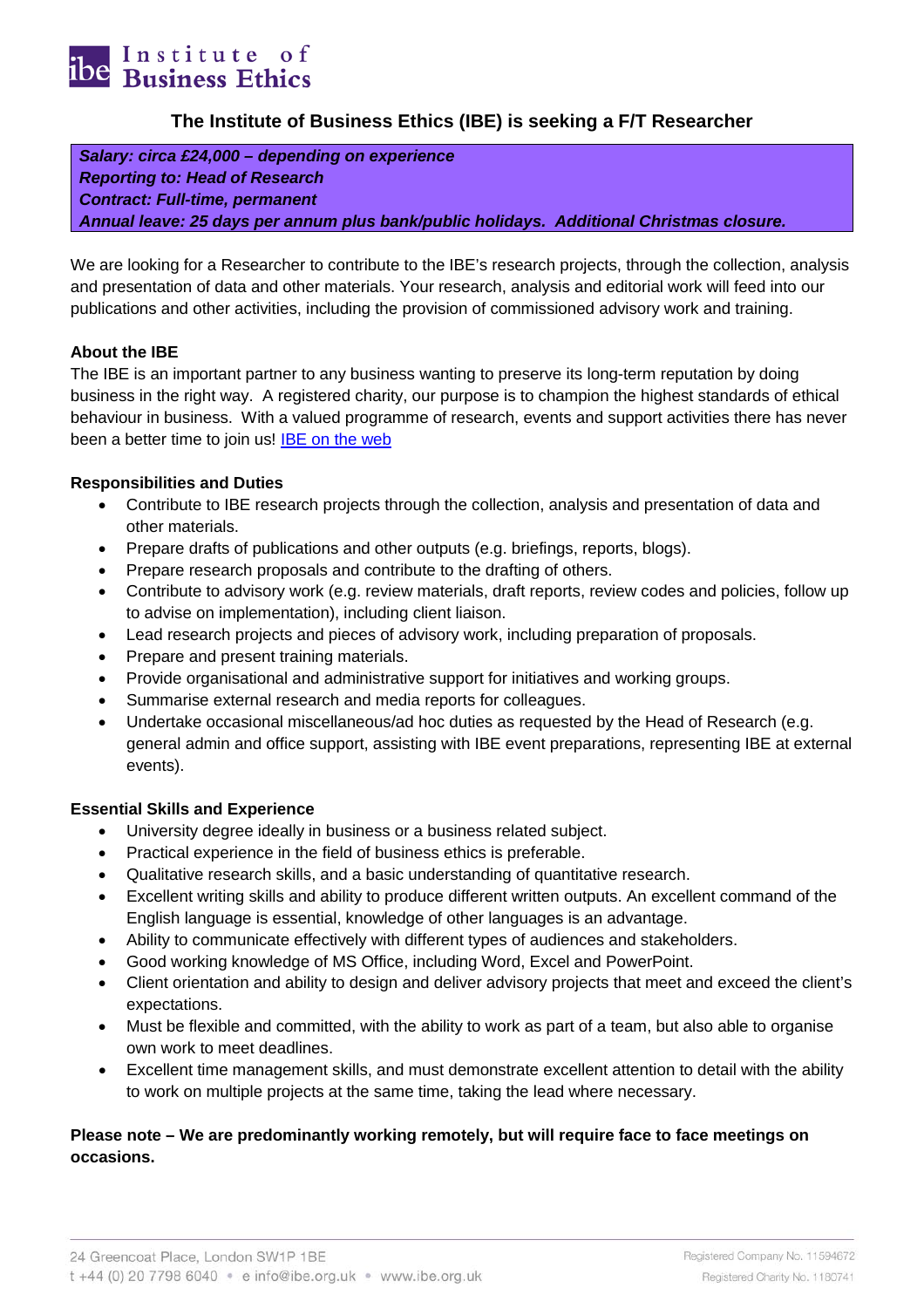Institute of Business Ethics

# The Institute of Business Ethics (IBE) is seeking a F/T Researcher

***Salary: circa £24,000 – depending on experience***
***Reporting to: Head of Research***
***Contract: Full-time, permanent***
***Annual leave: 25 days per annum plus bank/public holidays. Additional Christmas closure.***

We are looking for a Researcher to contribute to the IBE's research projects, through the collection, analysis and presentation of data and other materials. Your research, analysis and editorial work will feed into our publications and other activities, including the provision of commissioned advisory work and training.

**About the IBE**

The IBE is an important partner to any business wanting to preserve its long-term reputation by doing business in the right way. A registered charity, our purpose is to champion the highest standards of ethical behaviour in business. With a valued programme of research, events and support activities there has never been a better time to join us! IBE on the web

**Responsibilities and Duties**

- Contribute to IBE research projects through the collection, analysis and presentation of data and other materials.
- Prepare drafts of publications and other outputs (e.g. briefings, reports, blogs).
- Prepare research proposals and contribute to the drafting of others.
- Contribute to advisory work (e.g. review materials, draft reports, review codes and policies, follow up to advise on implementation), including client liaison.
- Lead research projects and pieces of advisory work, including preparation of proposals.
- Prepare and present training materials.
- Provide organisational and administrative support for initiatives and working groups.
- Summarise external research and media reports for colleagues.
- Undertake occasional miscellaneous/ad hoc duties as requested by the Head of Research (e.g. general admin and office support, assisting with IBE event preparations, representing IBE at external events).

**Essential Skills and Experience**

- University degree ideally in business or a business related subject.
- Practical experience in the field of business ethics is preferable.
- Qualitative research skills, and a basic understanding of quantitative research.
- Excellent writing skills and ability to produce different written outputs. An excellent command of the English language is essential, knowledge of other languages is an advantage.
- Ability to communicate effectively with different types of audiences and stakeholders.
- Good working knowledge of MS Office, including Word, Excel and PowerPoint.
- Client orientation and ability to design and deliver advisory projects that meet and exceed the client's expectations.
- Must be flexible and committed, with the ability to work as part of a team, but also able to organise own work to meet deadlines.
- Excellent time management skills, and must demonstrate excellent attention to detail with the ability to work on multiple projects at the same time, taking the lead where necessary.

**Please note – We are predominantly working remotely, but will require face to face meetings on occasions.**

24 Greencoat Place, London SW1P 1BE
t +44 (0) 20 7798 6040 • e info@ibe.org.uk • www.ibe.org.uk

Registered Company No. 11594672
Registered Charity No. 1180741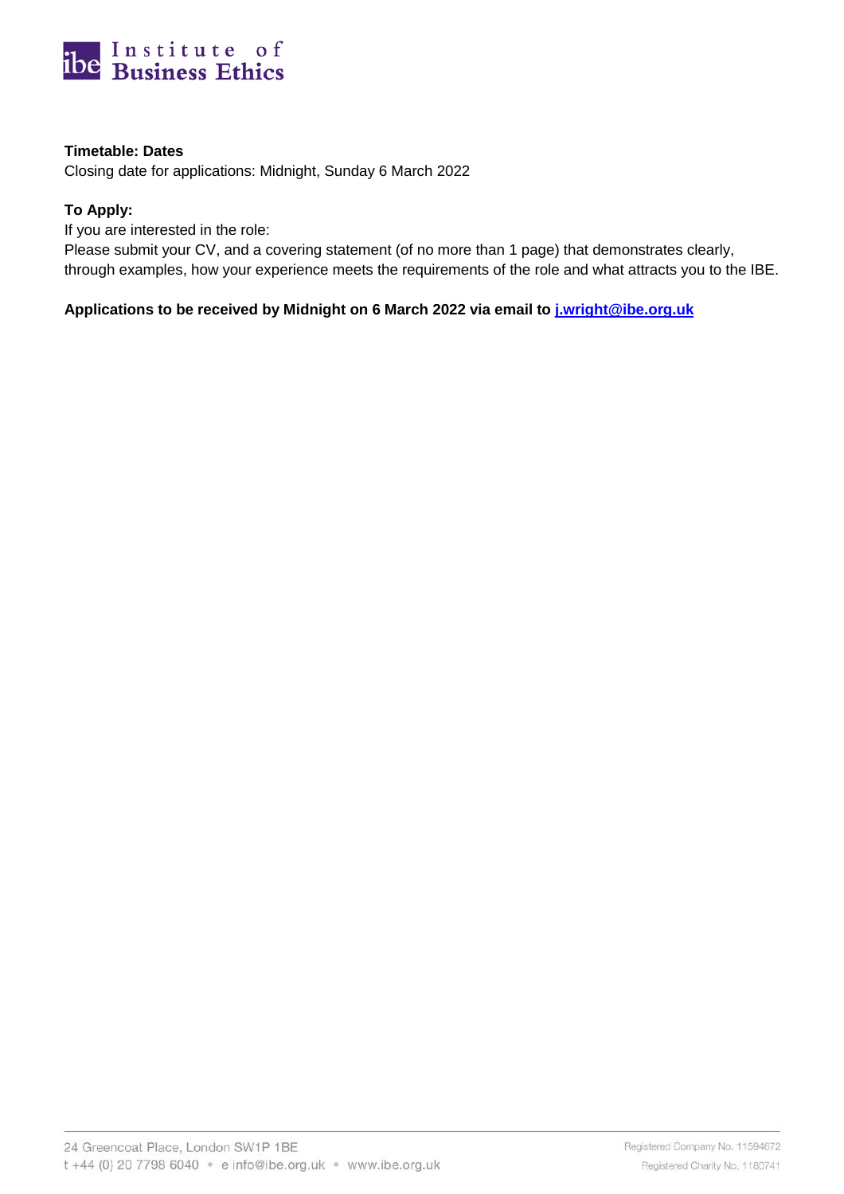**Timetable: Dates**

Closing date for applications: Midnight, Sunday 6 March 2022

**To Apply:**

If you are interested in the role:

Please submit your CV, and a covering statement (of no more than 1 page) that demonstrates clearly, through examples, how your experience meets the requirements of the role and what attracts you to the IBE.

**Applications to be received by Midnight on 6 March 2022 via email to j.wright@ibe.org.uk**